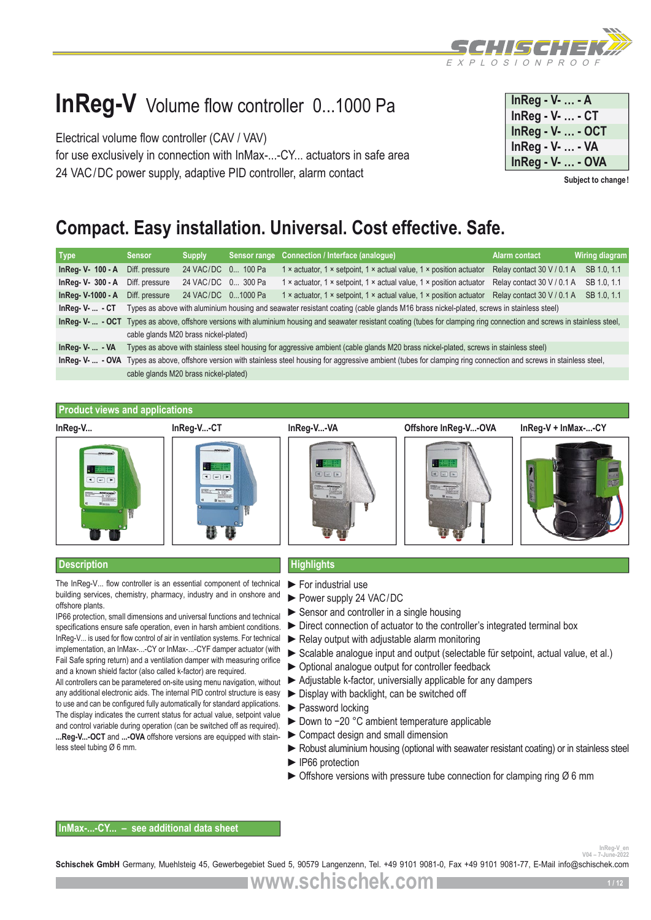# InReg-V Volume flow controller 0...1000 Pa

Electrical volume flow controller (CAV / VAV)
for use exclusively in connection with InMax-...-CY... actuators in safe area
24 VAC/DC power supply, adaptive PID controller, alarm contact

| InReg - V- ... - A |
|---|
| InReg - V- ... - CT |
| InReg - V- ... - OCT |
| InReg - V- ... - VA |
| InReg - V- ... - OVA |

**Subject to change!**

## Compact. Easy installation. Universal. Cost effective. Safe.

| Type | Sensor | Supply | Sensor range | Connection / Interface (analogue) | Alarm contact | Wiring diagram |
|---|---|---|---|---|---|---|
| **InReg- V- 100 - A** | Diff. pressure | 24 VAC/DC | 0... 100 Pa | 1 × actuator, 1 × setpoint, 1 × actual value, 1 × position actuator | Relay contact 30 V / 0.1 A | SB 1.0, 1.1 |
| **InReg- V- 300 - A** | Diff. pressure | 24 VAC/DC | 0... 300 Pa | 1 × actuator, 1 × setpoint, 1 × actual value, 1 × position actuator | Relay contact 30 V / 0.1 A | SB 1.0, 1.1 |
| **InReg- V-1000 - A** | Diff. pressure | 24 VAC/DC | 0...1000 Pa | 1 × actuator, 1 × setpoint, 1 × actual value, 1 × position actuator | Relay contact 30 V / 0.1 A | SB 1.0, 1.1 |
| **InReg- V- ... - CT** | Types as above with aluminium housing and seawater resistant coating (cable glands M16 brass nickel-plated, screws in stainless steel) | | | | | |
| **InReg- V- ... - OCT** | Types as above, offshore versions with aluminium housing and seawater resistant coating (tubes for clamping ring connection and screws in stainless steel, cable glands M20 brass nickel-plated) | | | | | |
| **InReg- V- ... - VA** | Types as above with stainless steel housing for aggressive ambient (cable glands M20 brass nickel-plated, screws in stainless steel) | | | | | |
| **InReg- V- ... - OVA** | Types as above, offshore version with stainless steel housing for aggressive ambient (tubes for clamping ring connection and screws in stainless steel, cable glands M20 brass nickel-plated) | | | | | |

## Product views and applications

InReg-V... | InReg-V...-CT | InReg-V...-VA | Offshore InReg-V...-OVA | InReg-V + InMax-...-CY

## Description

The InReg-V... flow controller is an essential component of technical building services, chemistry, pharmacy, industry and in onshore and offshore plants.

IP66 protection, small dimensions and universal functions and technical specifications ensure safe operation, even in harsh ambient conditions. InReg-V... is used for flow control of air in ventilation systems. For technical implementation, an InMax-...-CY or InMax-...-CYF damper actuator (with Fail Safe spring return) and a ventilation damper with measuring orifice and a known shield factor (also called k-factor) are required.

All controllers can be parametered on-site using menu navigation, without any additional electronic aids. The internal PID control structure is easy to use and can be configured fully automatically for standard applications. The display indicates the current status for actual value, setpoint value and control variable during operation (can be switched off as required).

**...Reg-V...-OCT** and **...-OVA** offshore versions are equipped with stainless steel tubing Ø 6 mm.

## Highlights

- ► For industrial use
- ► Power supply 24 VAC/DC
- ► Sensor and controller in a single housing
- ► Direct connection of actuator to the controller's integrated terminal box
- ► Relay output with adjustable alarm monitoring
- ► Scalable analogue input and output (selectable für setpoint, actual value, et al.)
- ► Optional analogue output for controller feedback
- ► Adjustable k-factor, universally applicable for any dampers
- ► Display with backlight, can be switched off
- ► Password locking
- ► Down to −20 °C ambient temperature applicable
- ► Compact design and small dimension
- ► Robust aluminium housing (optional with seawater resistant coating) or in stainless steel
- ► IP66 protection
- ► Offshore versions with pressure tube connection for clamping ring Ø 6 mm

**InMax-...-CY... – see additional data sheet**

InReg-V_en
V04 – 7-June-2022

**Schischek GmbH** Germany, Muehlsteig 45, Gewerbegebiet Sued 5, 90579 Langenzenn, Tel. +49 9101 9081-0, Fax +49 9101 9081-77, E-Mail info@schischek.com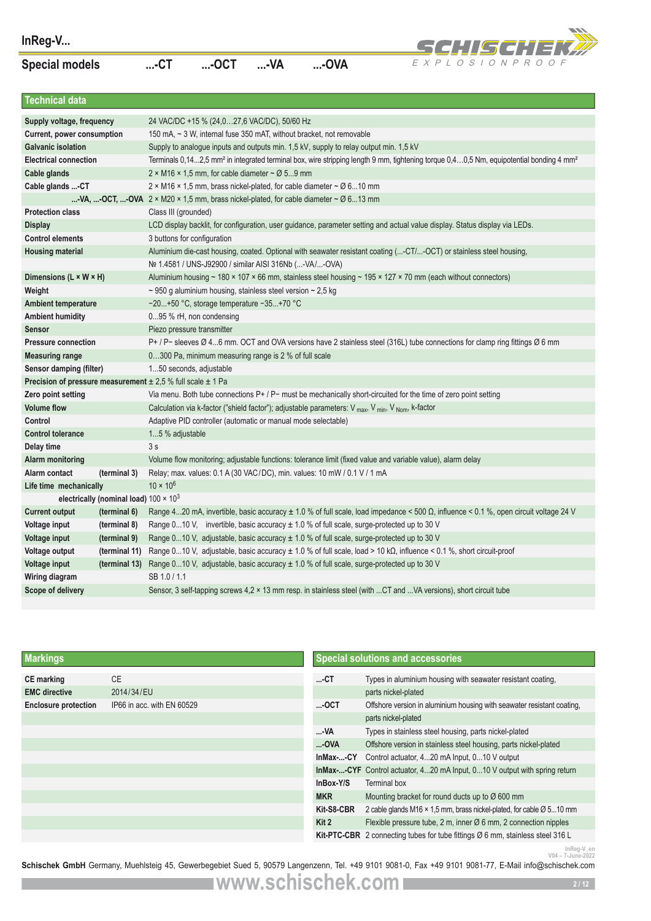# InReg-V...

## Special models ...-CT ...-OCT ...-VA ...-OVA

## Technical data

| | |
|---|---|
| **Supply voltage, frequency** | 24 VAC/DC +15 % (24,0…27,6 VAC/DC), 50/60 Hz |
| **Current, power consumption** | 150 mA, ~ 3 W, internal fuse 350 mAT, without bracket, not removable |
| **Galvanic isolation** | Supply to analogue inputs and outputs min. 1,5 kV, supply to relay output min. 1,5 kV |
| **Electrical connection** | Terminals 0,14...2,5 mm² in integrated terminal box, wire stripping length 9 mm, tightening torque 0,4…0,5 Nm, equipotential bonding 4 mm² |
| **Cable glands** | 2 × M16 × 1,5 mm, for cable diameter ~ Ø 5...9 mm |
| **Cable glands ...-CT** | 2 × M16 × 1,5 mm, brass nickel-plated, for cable diameter ~ Ø 6...10 mm |
| **...-VA, ...-OCT, ...-OVA** | 2 × M20 × 1,5 mm, brass nickel-plated, for cable diameter ~ Ø 6...13 mm |
| **Protection class** | Class III (grounded) |
| **Display** | LCD display backlit, for configuration, user guidance, parameter setting and actual value display. Status display via LEDs. |
| **Control elements** | 3 buttons for configuration |
| **Housing material** | Aluminium die-cast housing, coated. Optional with seawater resistant coating (...-CT/...-OCT) or stainless steel housing, № 1.4581 / UNS-J92900 / similar AISI 316Nb (...-VA/...-OVA) |
| **Dimensions (L × W × H)** | Aluminium housing ~ 180 × 107 × 66 mm, stainless steel housing ~ 195 × 127 × 70 mm (each without connectors) |
| **Weight** | ~ 950 g aluminium housing, stainless steel version ~ 2,5 kg |
| **Ambient temperature** | −20...+50 °C, storage temperature −35...+70 °C |
| **Ambient humidity** | 0...95 % rH, non condensing |
| **Sensor** | Piezo pressure transmitter |
| **Pressure connection** | P+ / P− sleeves Ø 4...6 mm. OCT and OVA versions have 2 stainless steel (316L) tube connections for clamp ring fittings Ø 6 mm |
| **Measuring range** | 0…300 Pa, minimum measuring range is 2 % of full scale |
| **Sensor damping (filter)** | 1...50 seconds, adjustable |
| **Precision of pressure measurement** | ± 2,5 % full scale ± 1 Pa |
| **Zero point setting** | Via menu. Both tube connections P+ / P− must be mechanically short-circuited for the time of zero point setting |
| **Volume flow** | Calculation via k-factor ("shield factor"); adjustable parameters: $V_{max}$, $V_{min}$, $V_{Nom}$, k-factor |
| **Control** | Adaptive PID controller (automatic or manual mode selectable) |
| **Control tolerance** | 1...5 % adjustable |
| **Delay time** | 3 s |
| **Alarm monitoring** | Volume flow monitoring; adjustable functions: tolerance limit (fixed value and variable value), alarm delay |
| **Alarm contact (terminal 3)** | Relay; max. values: 0.1 A (30 VAC/DC), min. values: 10 mW / 0.1 V / 1 mA |
| **Life time mechanically** | $10 \times 10^6$ |
| **electrically (nominal load)** | $100 \times 10^3$ |
| **Current output (terminal 6)** | Range 4...20 mA, invertible, basic accuracy ± 1.0 % of full scale, load impedance < 500 Ω, influence < 0.1 %, open circuit voltage 24 V |
| **Voltage input (terminal 8)** | Range 0...10 V, invertible, basic accuracy ± 1.0 % of full scale, surge-protected up to 30 V |
| **Voltage input (terminal 9)** | Range 0...10 V, adjustable, basic accuracy ± 1.0 % of full scale, surge-protected up to 30 V |
| **Voltage output (terminal 11)** | Range 0...10 V, adjustable, basic accuracy ± 1.0 % of full scale, load > 10 kΩ, influence < 0.1 %, short circuit-proof |
| **Voltage input (terminal 13)** | Range 0...10 V, adjustable, basic accuracy ± 1.0 % of full scale, surge-protected up to 30 V |
| **Wiring diagram** | SB 1.0 / 1.1 |
| **Scope of delivery** | Sensor, 3 self-tapping screws 4,2 × 13 mm resp. in stainless steel (with ...CT and ...VA versions), short circuit tube |

## Markings

| | |
|---|---|
| **CE marking** | CE |
| **EMC directive** | 2014/34/EU |
| **Enclosure protection** | IP66 in acc. with EN 60529 |

## Special solutions and accessories

| | |
|---|---|
| **...-CT** | Types in aluminium housing with seawater resistant coating, parts nickel-plated |
| **...-OCT** | Offshore version in aluminium housing with seawater resistant coating, parts nickel-plated |
| **...-VA** | Types in stainless steel housing, parts nickel-plated |
| **...-OVA** | Offshore version in stainless steel housing, parts nickel-plated |
| **InMax-...-CY** | Control actuator, 4...20 mA Input, 0...10 V output |
| **InMax-...-CYF** | Control actuator, 4...20 mA Input, 0...10 V output with spring return |
| **InBox-Y/S** | Terminal box |
| **MKR** | Mounting bracket for round ducts up to Ø 600 mm |
| **Kit-S8-CBR** | 2 cable glands M16 × 1,5 mm, brass nickel-plated, for cable Ø 5...10 mm |
| **Kit 2** | Flexible pressure tube, 2 m, inner Ø 6 mm, 2 connection nipples |
| **Kit-PTC-CBR** | 2 connecting tubes for tube fittings Ø 6 mm, stainless steel 316 L |

InReg-V_en V04 – 7-June-2022

**Schischek GmbH** Germany, Muehlsteig 45, Gewerbegebiet Sued 5, 90579 Langenzenn, Tel. +49 9101 9081-0, Fax +49 9101 9081-77, E-Mail info@schischek.com

www.schischek.com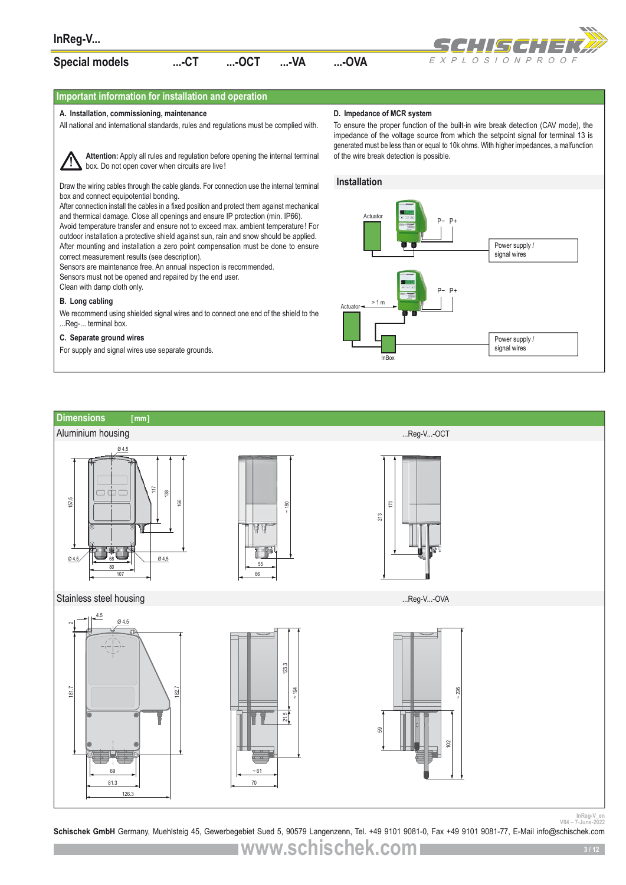# InReg-V...

## Special models ...-CT ...-OCT ...-VA ...-OVA

## Important information for installation and operation

### A. Installation, commissioning, maintenance

All national and international standards, rules and regulations must be complied with.

**Attention:** Apply all rules and regulation before opening the internal terminal box. Do not open cover when circuits are live!

Draw the wiring cables through the cable glands. For connection use the internal terminal box and connect equipotential bonding.
After connection install the cables in a fixed position and protect them against mechanical and thermal damage. Close all openings and ensure IP protection (min. IP66).
Avoid temperature transfer and ensure not to exceed max. ambient temperature! For outdoor installation a protective shield against sun, rain and snow should be applied.
After mounting and installation a zero point compensation must be done to ensure correct measurement results (see description).
Sensors are maintenance free. An annual inspection is recommended.
Sensors must not be opened and repaired by the end user.
Clean with damp cloth only.

### B. Long cabling

We recommend using shielded signal wires and to connect one end of the shield to the ...Reg-... terminal box.

### C. Separate ground wires

For supply and signal wires use separate grounds.

### D. Impedance of MCR system

To ensure the proper function of the built-in wire break detection (CAV mode), the impedance of the voltage source from which the setpoint signal for terminal 13 is generated must be less than or equal to 10k ohms. With higher impedances, a malfunction of the wire break detection is possible.

### Installation

Actuator – P− P+ – Power supply / signal wires

Actuator – > 1 m – InBox – P− P+ – Power supply / signal wires

## Dimensions [mm]

### Aluminium housing

...Reg-V...-OCT

Ø 4,5; 157,5; 117; 138; 166; Ø 4,5; 68; 80; 107; Ø 4,5; ~ 180; 55; 66; 213; 170

### Stainless steel housing

...Reg-V...-OVA

2; 4,5; Ø 4,5; 181,7; 182,7; 69; 81,3; 126,3; 123,3; ~ 194; 21,5; ~ 61; 70; ~ 226; 59; 102

InReg-V_en
V04 – 7-June-2022

**Schischek GmbH** Germany, Muehlsteig 45, Gewerbegebiet Sued 5, 90579 Langenzenn, Tel. +49 9101 9081-0, Fax +49 9101 9081-77, E-Mail info@schischek.com

www.schischek.com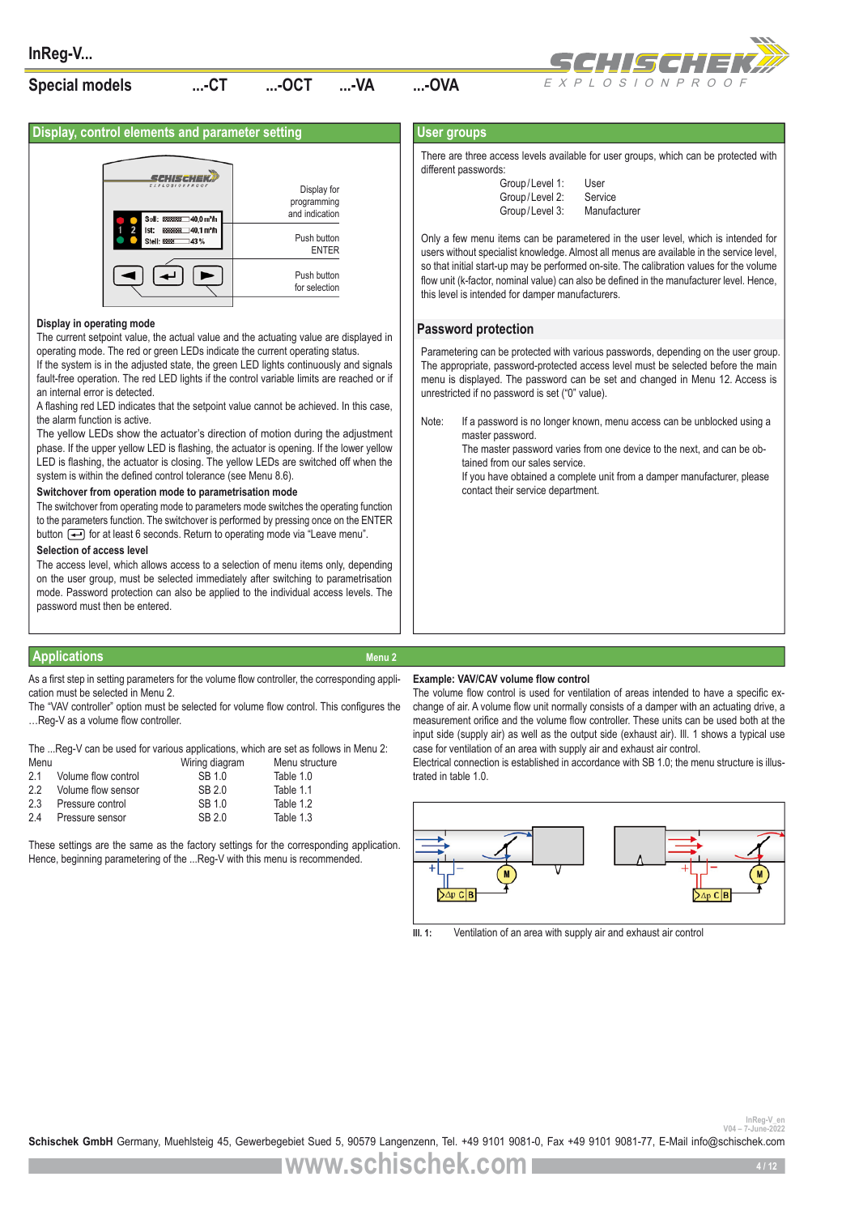## Special models ...-CT ...-OCT ...-VA ...-OVA

## Display, control elements and parameter setting

Display for programming and indication

Push button ENTER

Push button for selection

### Display in operating mode

The current setpoint value, the actual value and the actuating value are displayed in operating mode. The red or green LEDs indicate the current operating status.

If the system is in the adjusted state, the green LED lights continuously and signals fault-free operation. The red LED lights if the control variable limits are reached or if an internal error is detected.

A flashing red LED indicates that the setpoint value cannot be achieved. In this case, the alarm function is active.

The yellow LEDs show the actuator's direction of motion during the adjustment phase. If the upper yellow LED is flashing, the actuator is opening. If the lower yellow LED is flashing, the actuator is closing. The yellow LEDs are switched off when the system is within the defined control tolerance (see Menu 8.6).

### Switchover from operation mode to parametrisation mode

The switchover from operating mode to parameters mode switches the operating function to the parameters function. The switchover is performed by pressing once on the ENTER button for at least 6 seconds. Return to operating mode via "Leave menu".

### Selection of access level

The access level, which allows access to a selection of menu items only, depending on the user group, must be selected immediately after switching to parametrisation mode. Password protection can also be applied to the individual access levels. The password must then be entered.

## User groups

There are three access levels available for user groups, which can be protected with different passwords:

| | |
|---|---|
| Group / Level 1: | User |
| Group / Level 2: | Service |
| Group / Level 3: | Manufacturer |

Only a few menu items can be parametered in the user level, which is intended for users without specialist knowledge. Almost all menus are available in the service level, so that initial start-up may be performed on-site. The calibration values for the volume flow unit (k-factor, nominal value) can also be defined in the manufacturer level. Hence, this level is intended for damper manufacturers.

## Password protection

Parametering can be protected with various passwords, depending on the user group. The appropriate, password-protected access level must be selected before the main menu is displayed. The password can be set and changed in Menu 12. Access is unrestricted if no password is set ("0" value).

Note: If a password is no longer known, menu access can be unblocked using a master password.
The master password varies from one device to the next, and can be obtained from our sales service.
If you have obtained a complete unit from a damper manufacturer, please contact their service department.

## Applications — Menu 2

As a first step in setting parameters for the volume flow controller, the corresponding application must be selected in Menu 2.

The "VAV controller" option must be selected for volume flow control. This configures the …Reg-V as a volume flow controller.

The ...Reg-V can be used for various applications, which are set as follows in Menu 2:

| Menu | | Wiring diagram | Menu structure |
|---|---|---|---|
| 2.1 | Volume flow control | SB 1.0 | Table 1.0 |
| 2.2 | Volume flow sensor | SB 2.0 | Table 1.1 |
| 2.3 | Pressure control | SB 1.0 | Table 1.2 |
| 2.4 | Pressure sensor | SB 2.0 | Table 1.3 |

These settings are the same as the factory settings for the corresponding application. Hence, beginning parametering of the ...Reg-V with this menu is recommended.

### Example: VAV/CAV volume flow control

The volume flow control is used for ventilation of areas intended to have a specific exchange of air. A volume flow unit normally consists of a damper with an actuating drive, a measurement orifice and the volume flow controller. These units can be used both at the input side (supply air) as well as the output side (exhaust air). Ill. 1 shows a typical use case for ventilation of an area with supply air and exhaust air control.

Electrical connection is established in accordance with SB 1.0; the menu structure is illustrated in table 1.0.

Ill. 1: Ventilation of an area with supply air and exhaust air control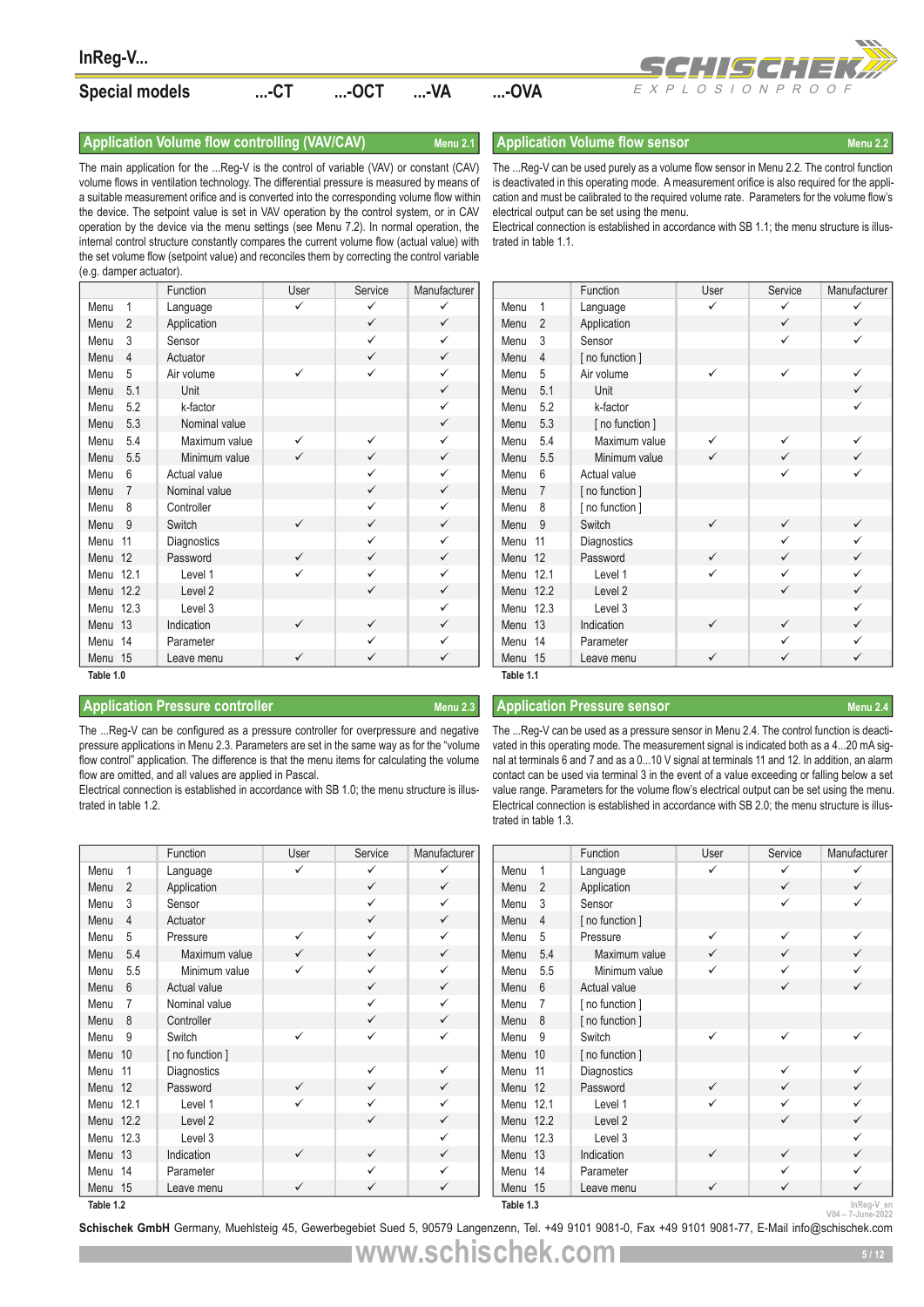# InReg-V...

## Special models ...-CT ...-OCT ...-VA ...-OVA

### Application Volume flow controlling (VAV/CAV) — Menu 2.1

The main application for the ...Reg-V is the control of variable (VAV) or constant (CAV) volume flows in ventilation technology. The differential pressure is measured by means of a suitable measurement orifice and is converted into the corresponding volume flow within the device. The setpoint value is set in VAV operation by the control system, or in CAV operation by the device via the menu settings (see Menu 7.2). In normal operation, the internal control structure constantly compares the current volume flow (actual value) with the set volume flow (setpoint value) and reconciles them by correcting the control variable (e.g. damper actuator).

| | Function | User | Service | Manufacturer |
|---|---|---|---|---|
| Menu 1 | Language | ✓ | ✓ | ✓ |
| Menu 2 | Application | | ✓ | ✓ |
| Menu 3 | Sensor | | ✓ | ✓ |
| Menu 4 | Actuator | | ✓ | ✓ |
| Menu 5 | Air volume | ✓ | ✓ | ✓ |
| Menu 5.1 | Unit | | | ✓ |
| Menu 5.2 | k-factor | | | ✓ |
| Menu 5.3 | Nominal value | | | ✓ |
| Menu 5.4 | Maximum value | ✓ | ✓ | ✓ |
| Menu 5.5 | Minimum value | ✓ | ✓ | ✓ |
| Menu 6 | Actual value | | ✓ | ✓ |
| Menu 7 | Nominal value | | ✓ | ✓ |
| Menu 8 | Controller | | ✓ | ✓ |
| Menu 9 | Switch | ✓ | ✓ | ✓ |
| Menu 11 | Diagnostics | | ✓ | ✓ |
| Menu 12 | Password | ✓ | ✓ | ✓ |
| Menu 12.1 | Level 1 | ✓ | ✓ | ✓ |
| Menu 12.2 | Level 2 | | ✓ | ✓ |
| Menu 12.3 | Level 3 | | | ✓ |
| Menu 13 | Indication | ✓ | ✓ | ✓ |
| Menu 14 | Parameter | | ✓ | ✓ |
| Menu 15 | Leave menu | ✓ | ✓ | ✓ |

Table 1.0

### Application Volume flow sensor — Menu 2.2

The ...Reg-V can be used purely as a volume flow sensor in Menu 2.2. The control function is deactivated in this operating mode. A measurement orifice is also required for the application and must be calibrated to the required volume rate. Parameters for the volume flow's electrical output can be set using the menu.

Electrical connection is established in accordance with SB 1.1; the menu structure is illustrated in table 1.1.

| | Function | User | Service | Manufacturer |
|---|---|---|---|---|
| Menu 1 | Language | ✓ | ✓ | ✓ |
| Menu 2 | Application | | ✓ | ✓ |
| Menu 3 | Sensor | | ✓ | ✓ |
| Menu 4 | [ no function ] | | | |
| Menu 5 | Air volume | ✓ | ✓ | ✓ |
| Menu 5.1 | Unit | | | ✓ |
| Menu 5.2 | k-factor | | | ✓ |
| Menu 5.3 | [ no function ] | | | |
| Menu 5.4 | Maximum value | ✓ | ✓ | ✓ |
| Menu 5.5 | Minimum value | ✓ | ✓ | ✓ |
| Menu 6 | Actual value | | ✓ | ✓ |
| Menu 7 | [ no function ] | | | |
| Menu 8 | [ no function ] | | | |
| Menu 9 | Switch | ✓ | ✓ | ✓ |
| Menu 11 | Diagnostics | | ✓ | ✓ |
| Menu 12 | Password | ✓ | ✓ | ✓ |
| Menu 12.1 | Level 1 | ✓ | ✓ | ✓ |
| Menu 12.2 | Level 2 | | ✓ | ✓ |
| Menu 12.3 | Level 3 | | | ✓ |
| Menu 13 | Indication | ✓ | ✓ | ✓ |
| Menu 14 | Parameter | | ✓ | ✓ |
| Menu 15 | Leave menu | ✓ | ✓ | ✓ |

Table 1.1

### Application Pressure controller — Menu 2.3

The ...Reg-V can be configured as a pressure controller for overpressure and negative pressure applications in Menu 2.3. Parameters are set in the same way as for the "volume flow control" application. The difference is that the menu items for calculating the volume flow are omitted, and all values are applied in Pascal.

Electrical connection is established in accordance with SB 1.0; the menu structure is illustrated in table 1.2.

| | Function | User | Service | Manufacturer |
|---|---|---|---|---|
| Menu 1 | Language | ✓ | ✓ | ✓ |
| Menu 2 | Application | | ✓ | ✓ |
| Menu 3 | Sensor | | ✓ | ✓ |
| Menu 4 | Actuator | | ✓ | ✓ |
| Menu 5 | Pressure | ✓ | ✓ | ✓ |
| Menu 5.4 | Maximum value | ✓ | ✓ | ✓ |
| Menu 5.5 | Minimum value | ✓ | ✓ | ✓ |
| Menu 6 | Actual value | | ✓ | ✓ |
| Menu 7 | Nominal value | | ✓ | ✓ |
| Menu 8 | Controller | | ✓ | ✓ |
| Menu 9 | Switch | ✓ | ✓ | ✓ |
| Menu 10 | [ no function ] | | | |
| Menu 11 | Diagnostics | | ✓ | ✓ |
| Menu 12 | Password | ✓ | ✓ | ✓ |
| Menu 12.1 | Level 1 | ✓ | ✓ | ✓ |
| Menu 12.2 | Level 2 | | ✓ | ✓ |
| Menu 12.3 | Level 3 | | | ✓ |
| Menu 13 | Indication | ✓ | ✓ | ✓ |
| Menu 14 | Parameter | | ✓ | ✓ |
| Menu 15 | Leave menu | ✓ | ✓ | ✓ |

Table 1.2

### Application Pressure sensor — Menu 2.4

The ...Reg-V can be used as a pressure sensor in Menu 2.4. The control function is deactivated in this operating mode. The measurement signal is indicated both as a 4...20 mA signal at terminals 6 and 7 and as a 0...10 V signal at terminals 11 and 12. In addition, an alarm contact can be used via terminal 3 in the event of a value exceeding or falling below a set value range. Parameters for the volume flow's electrical output can be set using the menu.

Electrical connection is established in accordance with SB 2.0; the menu structure is illustrated in table 1.3.

| | Function | User | Service | Manufacturer |
|---|---|---|---|---|
| Menu 1 | Language | ✓ | ✓ | ✓ |
| Menu 2 | Application | | ✓ | ✓ |
| Menu 3 | Sensor | | ✓ | ✓ |
| Menu 4 | [ no function ] | | | |
| Menu 5 | Pressure | ✓ | ✓ | ✓ |
| Menu 5.4 | Maximum value | ✓ | ✓ | ✓ |
| Menu 5.5 | Minimum value | ✓ | ✓ | ✓ |
| Menu 6 | Actual value | | ✓ | ✓ |
| Menu 7 | [ no function ] | | | |
| Menu 8 | [ no function ] | | | |
| Menu 9 | Switch | ✓ | ✓ | ✓ |
| Menu 10 | [ no function ] | | | |
| Menu 11 | Diagnostics | | ✓ | ✓ |
| Menu 12 | Password | ✓ | ✓ | ✓ |
| Menu 12.1 | Level 1 | ✓ | ✓ | ✓ |
| Menu 12.2 | Level 2 | | ✓ | ✓ |
| Menu 12.3 | Level 3 | | | ✓ |
| Menu 13 | Indication | ✓ | ✓ | ✓ |
| Menu 14 | Parameter | | ✓ | ✓ |
| Menu 15 | Leave menu | ✓ | ✓ | ✓ |

Table 1.3

**Schischek GmbH** Germany, Muehlsteig 45, Gewerbegebiet Sued 5, 90579 Langenzenn, Tel. +49 9101 9081-0, Fax +49 9101 9081-77, E-Mail info@schischek.com

www.schischek.com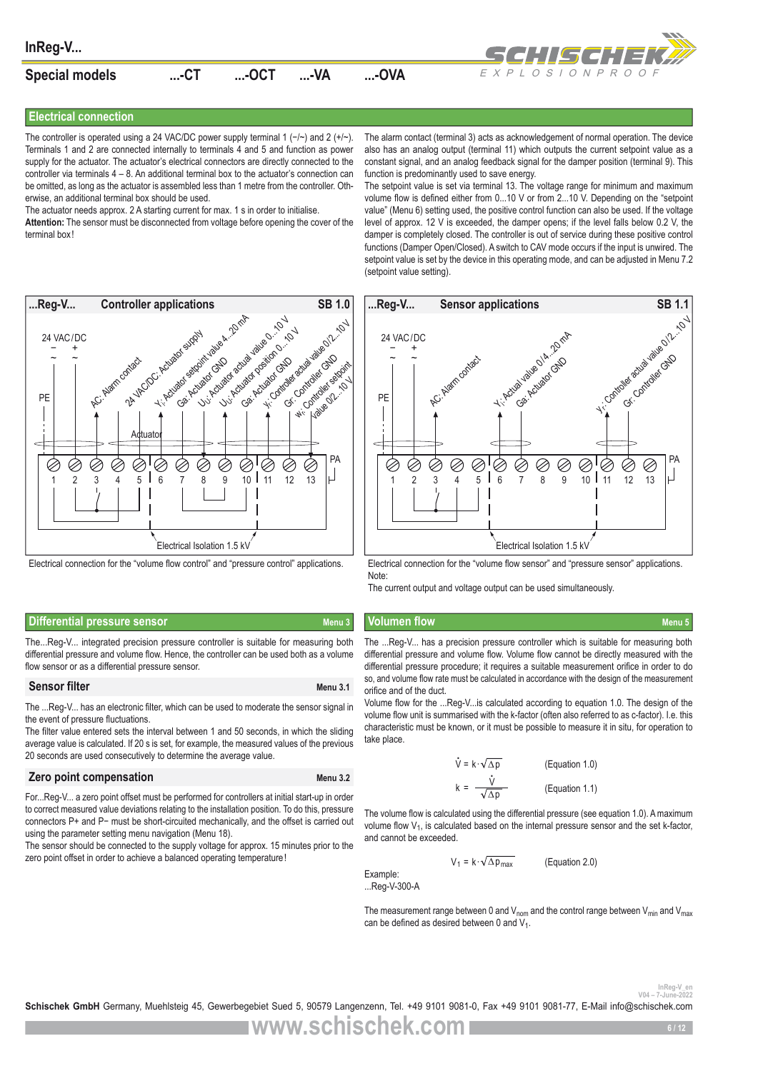# InReg-V...

## Special models ...-CT ...-OCT ...-VA ...-OVA

## Electrical connection

The controller is operated using a 24 VAC/DC power supply terminal 1 (−/~) and 2 (+/~). Terminals 1 and 2 are connected internally to terminals 4 and 5 and function as power supply for the actuator. The actuator's electrical connectors are directly connected to the controller via terminals 4 – 8. An additional terminal box to the actuator's connection can be omitted, as long as the actuator is assembled less than 1 metre from the controller. Otherwise, an additional terminal box should be used.

The actuator needs approx. 2 A starting current for max. 1 s in order to initialise.

**Attention:** The sensor must be disconnected from voltage before opening the cover of the terminal box!

The alarm contact (terminal 3) acts as acknowledgement of normal operation. The device also has an analog output (terminal 11) which outputs the current setpoint value as a constant signal, and an analog feedback signal for the damper position (terminal 9). This function is predominantly used to save energy.

The setpoint value is set via terminal 13. The voltage range for minimum and maximum volume flow is defined either from 0...10 V or from 2...10 V. Depending on the "setpoint value" (Menu 6) setting used, the positive control function can also be used. If the voltage level of approx. 12 V is exceeded, the damper opens; if the level falls below 0.2 V, the damper is completely closed. The controller is out of service during these positive control functions (Damper Open/Closed). A switch to CAV mode occurs if the input is unwired. The setpoint value is set by the device in this operating mode, and can be adjusted in Menu 7.2 (setpoint value setting).

**...Reg-V... Controller applications SB 1.0**

24 VAC/DC − + ~ ~ PE | AC: Alarm contact | 24 VAC/DC: Actuator supply | $Y_i$: Actuator setpoint value 4...20 mA | Ga: Actuator GND | $U_i$: Actuator actual value 0...10 V | $U_i$: Actuator position 0...10 V | Ga: Actuator GND | $Y_i$: Controller actual value 0/2...10 V | Gr: Controller GND | $W_i$: Controller setpoint value 0/2...10 V | Actuator | Terminals 1–13, PA | Electrical Isolation 1.5 kV

Electrical connection for the "volume flow control" and "pressure control" applications.

**...Reg-V... Sensor applications SB 1.1**

24 VAC/DC − + ~ ~ PE | AC: Alarm contact | $Y_i$: Actual value 0/4...20 mA | Ga: Actuator GND | $Y_i$: Controller actual value 0/2...10 V | Gr: Controller GND | Terminals 1–13, PA | Electrical Isolation 1.5 kV

Electrical connection for the "volume flow sensor" and "pressure sensor" applications.

Note:

The current output and voltage output can be used simultaneously.

## Differential pressure sensor (Menu 3)

The...Reg-V... integrated precision pressure controller is suitable for measuring both differential pressure and volume flow. Hence, the controller can be used both as a volume flow sensor or as a differential pressure sensor.

### Sensor filter (Menu 3.1)

The ...Reg-V... has an electronic filter, which can be used to moderate the sensor signal in the event of pressure fluctuations.

The filter value entered sets the interval between 1 and 50 seconds, in which the sliding average value is calculated. If 20 s is set, for example, the measured values of the previous 20 seconds are used consecutively to determine the average value.

### Zero point compensation (Menu 3.2)

For...Reg-V... a zero point offset must be performed for controllers at initial start-up in order to correct measured value deviations relating to the installation position. To do this, pressure connectors P+ and P− must be short-circuited mechanically, and the offset is carried out using the parameter setting menu navigation (Menu 18).

The sensor should be connected to the supply voltage for approx. 15 minutes prior to the zero point offset in order to achieve a balanced operating temperature!

## Volumen flow (Menu 5)

The ...Reg-V... has a precision pressure controller which is suitable for measuring both differential pressure and volume flow. Volume flow cannot be directly measured with the differential pressure procedure; it requires a suitable measurement orifice in order to do so, and volume flow rate must be calculated in accordance with the design of the measurement orifice and of the duct.

Volume flow for the ...Reg-V...is calculated according to equation 1.0. The design of the volume flow unit is summarised with the k-factor (often also referred to as c-factor). I.e. this characteristic must be known, or it must be possible to measure it in situ, for operation to take place.

$$\dot{V} = k \cdot \sqrt{\Delta p} \qquad \text{(Equation 1.0)}$$

$$k = \frac{\dot{V}}{\sqrt{\Delta p}} \qquad \text{(Equation 1.1)}$$

The volume flow is calculated using the differential pressure (see equation 1.0). A maximum volume flow $V_1$, is calculated based on the internal pressure sensor and the set k-factor, and cannot be exceeded.

$$V_1 = k \cdot \sqrt{\Delta p_{max}} \qquad \text{(Equation 2.0)}$$

Example:
...Reg-V-300-A

The measurement range between 0 and $V_{nom}$ and the control range between $V_{min}$ and $V_{max}$ can be defined as desired between 0 and $V_1$.

InReg-V_en
V04 – 7-June-2022

**Schischek GmbH** Germany, Muehlsteig 45, Gewerbegebiet Sued 5, 90579 Langenzenn, Tel. +49 9101 9081-0, Fax +49 9101 9081-77, E-Mail info@schischek.com

www.schischek.com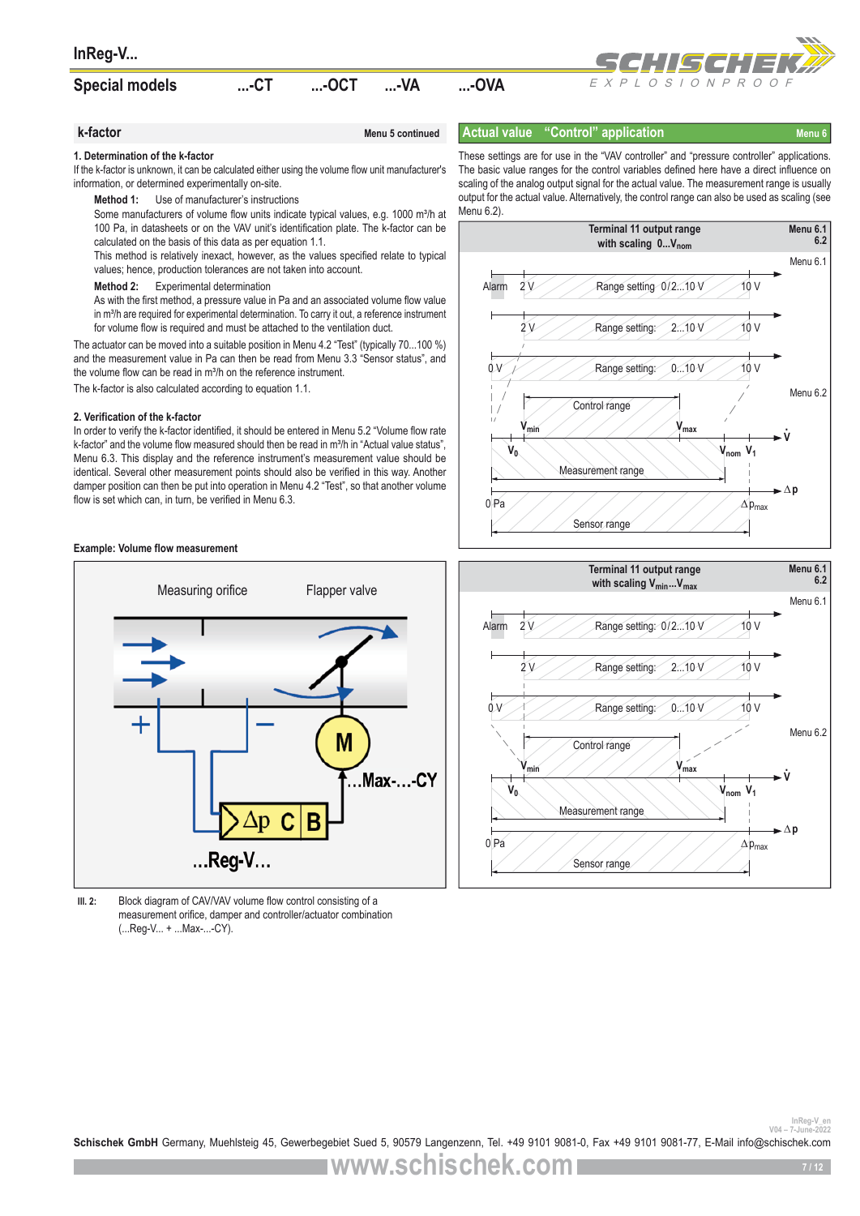## Special models ...-CT ...-OCT ...-VA ...-OVA

### k-factor

Menu 5 continued

**1. Determination of the k-factor**

If the k-factor is unknown, it can be calculated either using the volume flow unit manufacturer's information, or determined experimentally on-site.

**Method 1:** Use of manufacturer's instructions

Some manufacturers of volume flow units indicate typical values, e.g. 1000 m³/h at 100 Pa, in datasheets or on the VAV unit's identification plate. The k-factor can be calculated on the basis of this data as per equation 1.1.

This method is relatively inexact, however, as the values specified relate to typical values; hence, production tolerances are not taken into account.

**Method 2:** Experimental determination

As with the first method, a pressure value in Pa and an associated volume flow value in m³/h are required for experimental determination. To carry it out, a reference instrument for volume flow is required and must be attached to the ventilation duct.

The actuator can be moved into a suitable position in Menu 4.2 "Test" (typically 70...100 %) and the measurement value in Pa can then be read from Menu 3.3 "Sensor status", and the volume flow can be read in m³/h on the reference instrument.

The k-factor is also calculated according to equation 1.1.

**2. Verification of the k-factor**

In order to verify the k-factor identified, it should be entered in Menu 5.2 "Volume flow rate k-factor" and the volume flow measured should then be read in m³/h in "Actual value status", Menu 6.3. This display and the reference instrument's measurement value should be identical. Several other measurement points should also be verified in this way. Another damper position can then be put into operation in Menu 4.2 "Test", so that another volume flow is set which can, in turn, be verified in Menu 6.3.

**Example: Volume flow measurement**

Ill. 2: Block diagram of CAV/VAV volume flow control consisting of a measurement orifice, damper and controller/actuator combination (...Reg-V... + ...Max-...-CY).

### Actual value "Control" application

Menu 6

These settings are for use in the "VAV controller" and "pressure controller" applications. The basic value ranges for the control variables defined here have a direct influence on scaling of the analog output signal for the actual value. The measurement range is usually output for the actual value. Alternatively, the control range can also be used as scaling (see Menu 6.2).

**Terminal 11 output range with scaling 0...$V_{nom}$** (Menu 6.1, 6.2)

**Terminal 11 output range with scaling $V_{min}$...$V_{max}$** (Menu 6.1, 6.2)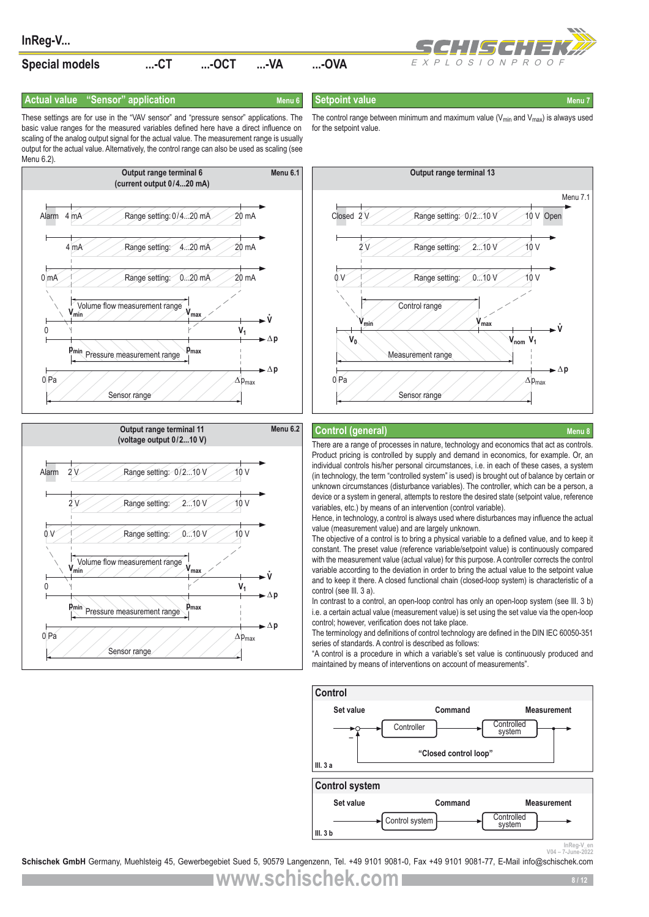# InReg-V...

## Special models ...-CT ...-OCT ...-VA ...-OVA

### Actual value "Sensor" application — Menu 6

These settings are for use in the "VAV sensor" and "pressure sensor" applications. The basic value ranges for the measured variables defined here have a direct influence on scaling of the analog output signal for the actual value. The measurement range is usually output for the actual value. Alternatively, the control range can also be used as scaling (see Menu 6.2).

**Output range terminal 6 (current output 0/4...20 mA)** — Menu 6.1

- Alarm 4 mA — Range setting: 0/4...20 mA — 20 mA
- 4 mA — Range setting: 4...20 mA — 20 mA
- 0 mA — Range setting: 0...20 mA — 20 mA
- Volume flow measurement range: $V_{min}$ ... $V_{max}$; 0 ... $V_1$ ($\dot{V}$)
- Pressure measurement range: $p_{min}$ ... $p_{max}$ ($\Delta p$)
- Sensor range: 0 Pa ... $\Delta p_{max}$ ($\Delta p$)

**Output range terminal 11 (voltage output 0/2...10 V)** — Menu 6.2

- Alarm 2 V — Range setting: 0/2...10 V — 10 V
- 2 V — Range setting: 2...10 V — 10 V
- 0 V — Range setting: 0...10 V — 10 V
- Volume flow measurement range: $V_{min}$ ... $V_{max}$; 0 ... $V_1$ ($\dot{V}$)
- Pressure measurement range: $p_{min}$ ... $p_{max}$ ($\Delta p$)
- Sensor range: 0 Pa ... $\Delta p_{max}$ ($\Delta p$)

### Setpoint value — Menu 7

The control range between minimum and maximum value ($V_{min}$ and $V_{max}$) is always used for the setpoint value.

**Output range terminal 13** — Menu 7.1

- Closed 2 V — Range setting: 0/2...10 V — 10 V Open
- 2 V — Range setting: 2...10 V — 10 V
- 0 V — Range setting: 0...10 V — 10 V
- Control range: $V_{min}$ ... $V_{max}$ ($\dot{V}$)
- Measurement range: $V_0$ ... $V_{nom}$, $V_1$
- Sensor range: 0 Pa ... $\Delta p_{max}$ ($\Delta p$)

### Control (general) — Menu 8

There are a range of processes in nature, technology and economics that act as controls. Product pricing is controlled by supply and demand in economics, for example. Or, an individual controls his/her personal circumstances, i.e. in each of these cases, a system (in technology, the term "controlled system" is used) is brought out of balance by certain or unknown circumstances (disturbance variables). The controller, which can be a person, a device or a system in general, attempts to restore the desired state (setpoint value, reference variables, etc.) by means of an intervention (control variable).

Hence, in technology, a control is always used where disturbances may influence the actual value (measurement value) and are largely unknown.

The objective of a control is to bring a physical variable to a defined value, and to keep it constant. The preset value (reference variable/setpoint value) is continuously compared with the measurement value (actual value) for this purpose. A controller corrects the control variable according to the deviation in order to bring the actual value to the setpoint value and to keep it there. A closed functional chain (closed-loop system) is characteristic of a control (see Ill. 3 a).

In contrast to a control, an open-loop control has only an open-loop system (see Ill. 3 b) i.e. a certain actual value (measurement value) is set using the set value via the open-loop control; however, verification does not take place.

The terminology and definitions of control technology are defined in the DIN IEC 60050-351 series of standards. A control is described as follows:

"A control is a procedure in which a variable's set value is continuously produced and maintained by means of interventions on account of measurements".

**Control**

Set value → Controller → Command → Controlled system → Measurement ("Closed control loop")

Ill. 3 a

**Control system**

Set value → Control system → Command → Controlled system → Measurement

Ill. 3 b

InReg-V_en V04 – 7-June-2022

Schischek GmbH Germany, Muehlsteig 45, Gewerbegebiet Sued 5, 90579 Langenzenn, Tel. +49 9101 9081-0, Fax +49 9101 9081-77, E-Mail info@schischek.com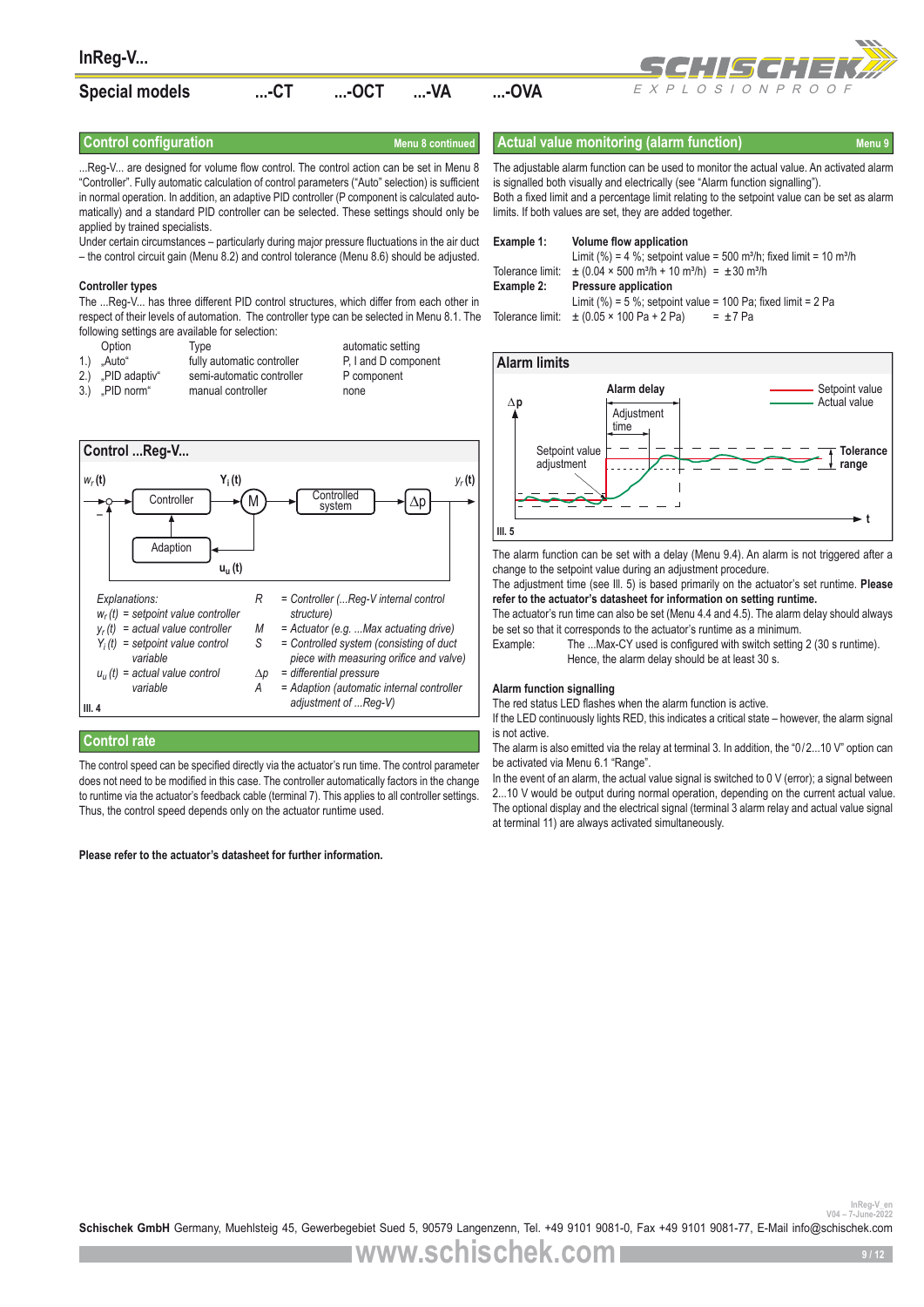# InReg-V...

## Special models ...-CT ...-OCT ...-VA ...-OVA

## Control configuration

*Menu 8 continued*

...Reg-V... are designed for volume flow control. The control action can be set in Menu 8 "Controller". Fully automatic calculation of control parameters ("Auto" selection) is sufficient in normal operation. In addition, an adaptive PID controller (P component is calculated automatically) and a standard PID controller can be selected. These settings should only be applied by trained specialists.

Under certain circumstances – particularly during major pressure fluctuations in the air duct – the control circuit gain (Menu 8.2) and control tolerance (Menu 8.6) should be adjusted.

### Controller types

The ...Reg-V... has three different PID control structures, which differ from each other in respect of their levels of automation. The controller type can be selected in Menu 8.1. The following settings are available for selection:

| | Option | Type | automatic setting |
|---|---|---|---|
| 1.) | „Auto" | fully automatic controller | P, I and D component |
| 2.) | „PID adaptiv" | semi-automatic controller | P component |
| 3.) | „PID norm" | manual controller | none |

### Control ...Reg-V...

*Explanations:*

- $w_r(t)$ = setpoint value controller
- $y_r(t)$ = actual value controller
- $Y_i(t)$ = setpoint value control variable
- $u_u(t)$ = actual value control variable
- R = Controller (...Reg-V internal control structure)
- M = Actuator (e.g. ...Max actuating drive)
- S = Controlled system (consisting of duct piece with measuring orifice and valve)
- $\Delta p$ = differential pressure
- A = Adaption (automatic internal controller adjustment of ...Reg-V)

Ill. 4

## Control rate

The control speed can be specified directly via the actuator's run time. The control parameter does not need to be modified in this case. The controller automatically factors in the change to runtime via the actuator's feedback cable (terminal 7). This applies to all controller settings. Thus, the control speed depends only on the actuator runtime used.

**Please refer to the actuator's datasheet for further information.**

## Actual value monitoring (alarm function)

*Menu 9*

The adjustable alarm function can be used to monitor the actual value. An activated alarm is signalled both visually and electrically (see "Alarm function signalling").

Both a fixed limit and a percentage limit relating to the setpoint value can be set as alarm limits. If both values are set, they are added together.

**Example 1: Volume flow application**
Limit (%) = 4 %; setpoint value = 500 m³/h; fixed limit = 10 m³/h
Tolerance limit: ± (0.04 × 500 m³/h + 10 m³/h) = ±30 m³/h

**Example 2: Pressure application**
Limit (%) = 5 %; setpoint value = 100 Pa; fixed limit = 2 Pa
Tolerance limit: ± (0.05 × 100 Pa + 2 Pa) = ±7 Pa

### Alarm limits

Ill. 5

The alarm function can be set with a delay (Menu 9.4). An alarm is not triggered after a change to the setpoint value during an adjustment procedure.

The adjustment time (see Ill. 5) is based primarily on the actuator's set runtime. **Please refer to the actuator's datasheet for information on setting runtime.**

The actuator's run time can also be set (Menu 4.4 and 4.5). The alarm delay should always be set so that it corresponds to the actuator's runtime as a minimum.

Example: The ...Max-CY used is configured with switch setting 2 (30 s runtime). Hence, the alarm delay should be at least 30 s.

### Alarm function signalling

The red status LED flashes when the alarm function is active.

If the LED continuously lights RED, this indicates a critical state – however, the alarm signal is not active.

The alarm is also emitted via the relay at terminal 3. In addition, the "0/2...10 V" option can be activated via Menu 6.1 "Range".

In the event of an alarm, the actual value signal is switched to 0 V (error); a signal between 2...10 V would be output during normal operation, depending on the current actual value. The optional display and the electrical signal (terminal 3 alarm relay and actual value signal at terminal 11) are always activated simultaneously.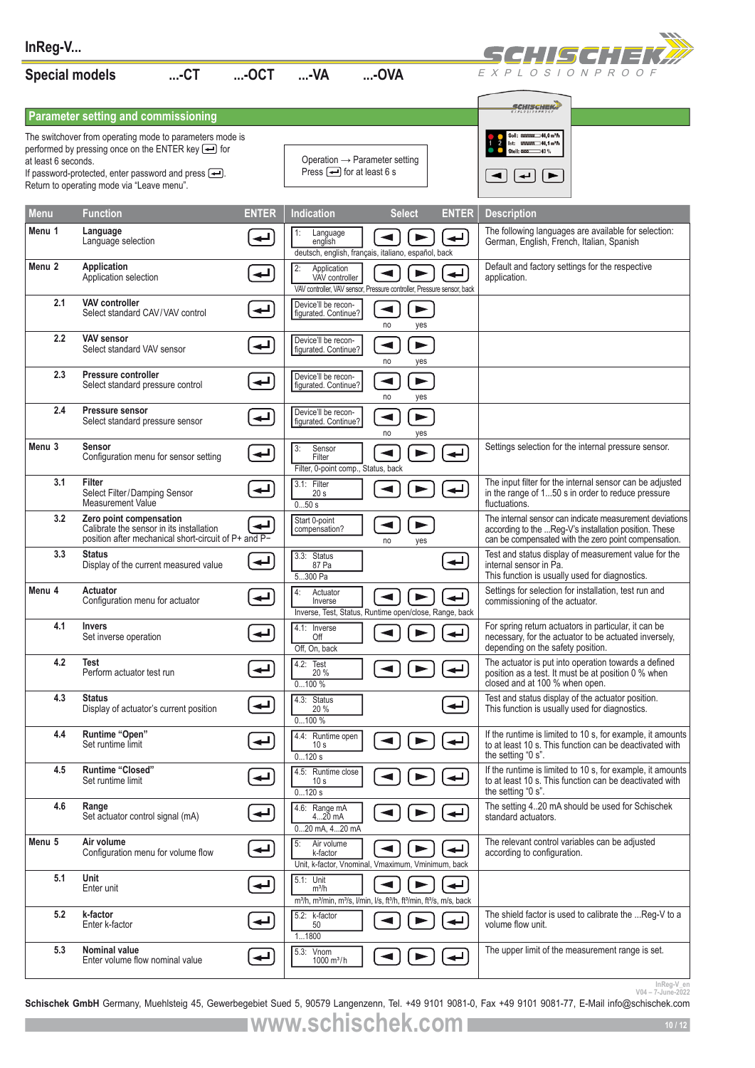# InReg-V...

## Special models ...-CT ...-OCT ...-VA ...-OVA

### Parameter setting and commissioning

The switchover from operating mode to parameters mode is performed by pressing once on the ENTER key ↵ for at least 6 seconds.
If password-protected, enter password and press ↵.
Return to operating mode via "Leave menu".

Operation → Parameter setting
Press ↵ for at least 6 s

| Menu | Function | ENTER | Indication | Select | ENTER | Description |
|---|---|---|---|---|---|---|
| Menu 1 | **Language** Language selection | ↵ | 1: Language english — deutsch, english, français, italiano, español, back | ◄ ► | ↵ | The following languages are available for selection: German, English, French, Italian, Spanish |
| Menu 2 | **Application** Application selection | ↵ | 2: Application VAV controller — VAV controller, VAV sensor, Pressure controller, Pressure sensor, back | ◄ ► | ↵ | Default and factory settings for the respective application. |
| 2.1 | **VAV controller** Select standard CAV/VAV control | ↵ | Device'll be reconfigurated. Continue? | ◄ no ► yes | | |
| 2.2 | **VAV sensor** Select standard VAV sensor | ↵ | Device'll be reconfigurated. Continue? | ◄ no ► yes | | |
| 2.3 | **Pressure controller** Select standard pressure control | ↵ | Device'll be reconfigurated. Continue? | ◄ no ► yes | | |
| 2.4 | **Pressure sensor** Select standard pressure sensor | ↵ | Device'll be reconfigurated. Continue? | ◄ no ► yes | | |
| Menu 3 | **Sensor** Configuration menu for sensor setting | ↵ | 3: Sensor Filter — Filter, 0-point comp., Status, back | ◄ ► | ↵ | Settings selection for the internal pressure sensor. |
| 3.1 | **Filter** Select Filter/Damping Sensor Measurement Value | ↵ | 3.1: Filter 20 s — 0...50 s | ◄ ► | ↵ | The input filter for the internal sensor can be adjusted in the range of 1...50 s in order to reduce pressure fluctuations. |
| 3.2 | **Zero point compensation** Calibrate the sensor in its installation position after mechanical short-circuit of P+ and P− | ↵ | Start 0-point compensation? | ◄ no ► yes | | The internal sensor can indicate measurement deviations according to the ...Reg-V's installation position. These can be compensated with the zero point compensation. |
| 3.3 | **Status** Display of the current measured value | ↵ | 3.3: Status 87 Pa — 5...300 Pa | | ↵ | Test and status display of measurement value for the internal sensor in Pa. This function is usually used for diagnostics. |
| Menu 4 | **Actuator** Configuration menu for actuator | ↵ | 4: Actuator Inverse — Inverse, Test, Status, Runtime open/close, Range, back | ◄ ► | ↵ | Settings for selection for installation, test run and commissioning of the actuator. |
| 4.1 | **Invers** Set inverse operation | ↵ | 4.1: Inverse Off — Off, On, back | ◄ ► | ↵ | For spring return actuators in particular, it can be necessary, for the actuator to be actuated inversely, depending on the safety position. |
| 4.2 | **Test** Perform actuator test run | ↵ | 4.2: Test 20 % — 0...100 % | ◄ ► | ↵ | The actuator is put into operation towards a defined position as a test. It must be at position 0 % when closed and at 100 % when open. |
| 4.3 | **Status** Display of actuator's current position | ↵ | 4.3: Status 20 % — 0...100 % | | ↵ | Test and status display of the actuator position. This function is usually used for diagnostics. |
| 4.4 | **Runtime "Open"** Set runtime limit | ↵ | 4.4: Runtime open 10 s — 0...120 s | ◄ ► | ↵ | If the runtime is limited to 10 s, for example, it amounts to at least 10 s. This function can be deactivated with the setting "0 s". |
| 4.5 | **Runtime "Closed"** Set runtime limit | ↵ | 4.5: Runtime close 10 s — 0...120 s | ◄ ► | ↵ | If the runtime is limited to 10 s, for example, it amounts to at least 10 s. This function can be deactivated with the setting "0 s". |
| 4.6 | **Range** Set actuator control signal (mA) | ↵ | 4.6: Range mA 4...20 mA — 0...20 mA, 4...20 mA | ◄ ► | ↵ | The setting 4..20 mA should be used for Schischek standard actuators. |
| Menu 5 | **Air volume** Configuration menu for volume flow | ↵ | 5: Air volume k-factor — Unit, k-factor, Vnominal, Vmaximum, Vminimum, back | ◄ ► | ↵ | The relevant control variables can be adjusted according to configuration. |
| 5.1 | **Unit** Enter unit | ↵ | 5.1: Unit m³/h — m³/h, m³/min, m³/s, l/min, l/s, ft³/h, ft³/min, ft³/s, m/s, back | ◄ ► | ↵ | |
| 5.2 | **k-factor** Enter k-factor | ↵ | 5.2: k-factor 50 — 1...1800 | ◄ ► | ↵ | The shield factor is used to calibrate the ...Reg-V to a volume flow unit. |
| 5.3 | **Nominal value** Enter volume flow nominal value | ↵ | 5.3: Vnom 1000 m³/h | ◄ ► | ↵ | The upper limit of the measurement range is set. |

InReg-V_en V04 – 7-June-2022

**Schischek GmbH** Germany, Muehlsteig 45, Gewerbegebiet Sued 5, 90579 Langenzenn, Tel. +49 9101 9081-0, Fax +49 9101 9081-77, E-Mail info@schischek.com

www.schischek.com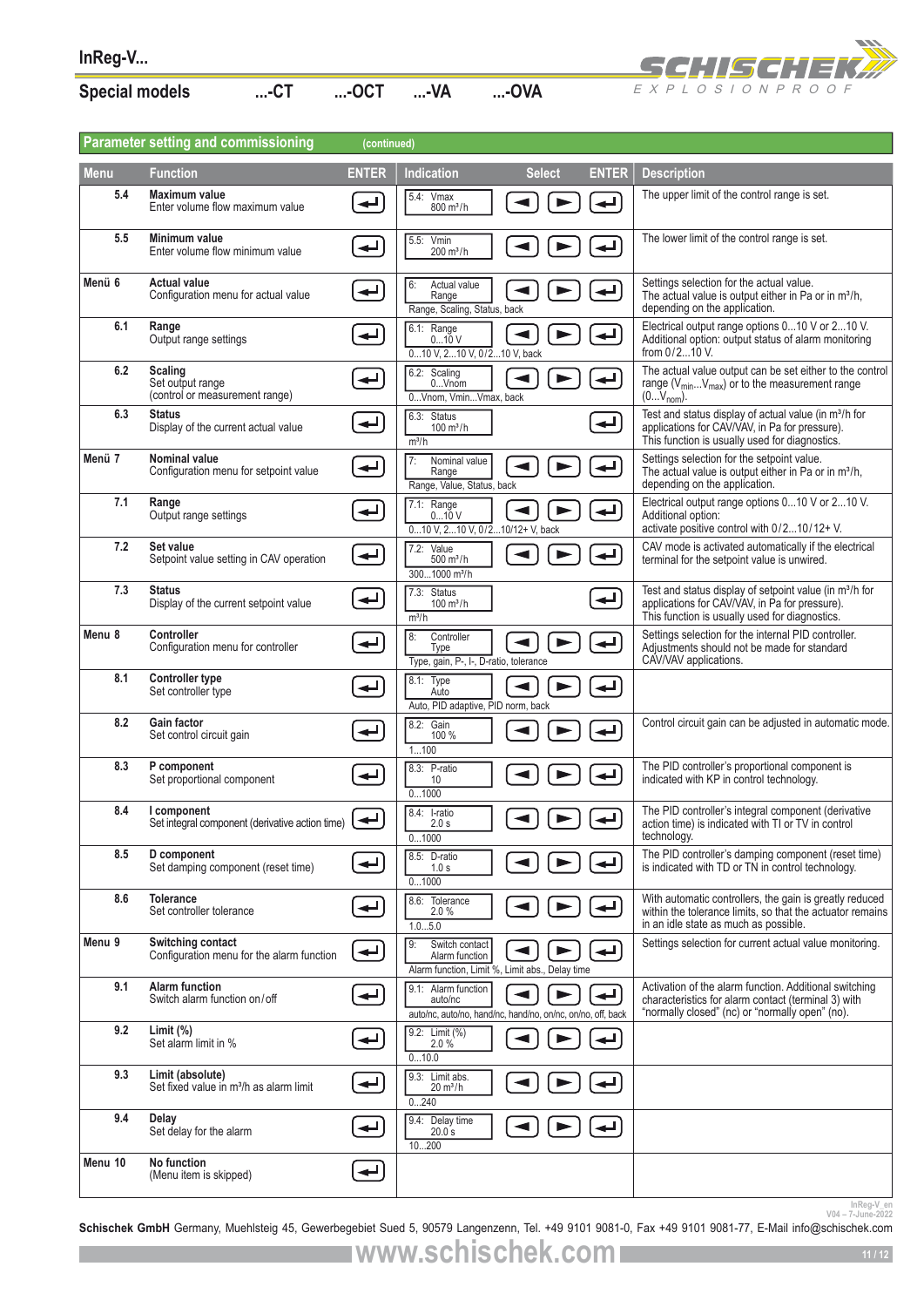InReg-V...

## Special models ...-CT ...-OCT ...-VA ...-OVA

## Parameter setting and commissioning (continued)

| Menu | Function | ENTER | Indication | Select | ENTER | Description |
|---|---|---|---|---|---|---|
| 5.4 | **Maximum value**<br>Enter volume flow maximum value | ↵ | 5.4: Vmax<br>800 m³/h | ◄ ► | ↵ | The upper limit of the control range is set. |
| 5.5 | **Minimum value**<br>Enter volume flow minimum value | ↵ | 5.5: Vmin<br>200 m³/h | ◄ ► | ↵ | The lower limit of the control range is set. |
| Menü 6 | **Actual value**<br>Configuration menu for actual value | ↵ | 6: Actual value<br>Range<br>Range, Scaling, Status, back | ◄ ► | ↵ | Settings selection for the actual value.<br>The actual value is output either in Pa or in m³/h, depending on the application. |
| 6.1 | **Range**<br>Output range settings | ↵ | 6.1: Range<br>0...10 V<br>0...10 V, 2...10 V, 0/2...10 V, back | ◄ ► | ↵ | Electrical output range options 0...10 V or 2...10 V. Additional option: output status of alarm monitoring from 0/2...10 V. |
| 6.2 | **Scaling**<br>Set output range<br>(control or measurement range) | ↵ | 6.2: Scaling<br>0...Vnom<br>0...Vnom, Vmin...Vmax, back | ◄ ► | ↵ | The actual value output can be set either to the control range ($V_{min}$...$V_{max}$) or to the measurement range (0...$V_{nom}$). |
| 6.3 | **Status**<br>Display of the current actual value | ↵ | 6.3: Status<br>100 m³/h<br>m³/h | | ↵ | Test and status display of actual value (in m³/h for applications for CAV/VAV, in Pa for pressure).<br>This function is usually used for diagnostics. |
| Menü 7 | **Nominal value**<br>Configuration menu for setpoint value | ↵ | 7: Nominal value<br>Range<br>Range, Value, Status, back | ◄ ► | ↵ | Settings selection for the setpoint value.<br>The actual value is output either in Pa or in m³/h, depending on the application. |
| 7.1 | **Range**<br>Output range settings | ↵ | 7.1: Range<br>0...10 V<br>0...10 V, 2...10 V, 0/2...10/12+ V, back | ◄ ► | ↵ | Electrical output range options 0...10 V or 2...10 V.<br>Additional option:<br>activate positive control with 0/2...10/12+ V. |
| 7.2 | **Set value**<br>Setpoint value setting in CAV operation | ↵ | 7.2: Value<br>500 m³/h<br>300...1000 m³/h | ◄ ► | ↵ | CAV mode is activated automatically if the electrical terminal for the setpoint value is unwired. |
| 7.3 | **Status**<br>Display of the current setpoint value | ↵ | 7.3: Status<br>100 m³/h<br>m³/h | | ↵ | Test and status display of setpoint value (in m³/h for applications for CAV/VAV, in Pa for pressure).<br>This function is usually used for diagnostics. |
| Menu 8 | **Controller**<br>Configuration menu for controller | ↵ | 8: Controller<br>Type<br>Type, gain, P-, I-, D-ratio, tolerance | ◄ ► | ↵ | Settings selection for the internal PID controller. Adjustments should not be made for standard CAV/VAV applications. |
| 8.1 | **Controller type**<br>Set controller type | ↵ | 8.1: Type<br>Auto<br>Auto, PID adaptive, PID norm, back | ◄ ► | ↵ | |
| 8.2 | **Gain factor**<br>Set control circuit gain | ↵ | 8.2: Gain<br>100 %<br>1...100 | ◄ ► | ↵ | Control circuit gain can be adjusted in automatic mode. |
| 8.3 | **P component**<br>Set proportional component | ↵ | 8.3: P-ratio<br>10<br>0...1000 | ◄ ► | ↵ | The PID controller's proportional component is indicated with KP in control technology. |
| 8.4 | **I component**<br>Set integral component (derivative action time) | ↵ | 8.4: I-ratio<br>2.0 s<br>0...1000 | ◄ ► | ↵ | The PID controller's integral component (derivative action time) is indicated with TI or TV in control technology. |
| 8.5 | **D component**<br>Set damping component (reset time) | ↵ | 8.5: D-ratio<br>1.0 s<br>0...1000 | ◄ ► | ↵ | The PID controller's damping component (reset time) is indicated with TD or TN in control technology. |
| 8.6 | **Tolerance**<br>Set controller tolerance | ↵ | 8.6: Tolerance<br>2.0 %<br>1.0...5.0 | ◄ ► | ↵ | With automatic controllers, the gain is greatly reduced within the tolerance limits, so that the actuator remains in an idle state as much as possible. |
| Menu 9 | **Switching contact**<br>Configuration menu for the alarm function | ↵ | 9: Switch contact<br>Alarm function<br>Alarm function, Limit %, Limit abs., Delay time | ◄ ► | ↵ | Settings selection for current actual value monitoring. |
| 9.1 | **Alarm function**<br>Switch alarm function on/off | ↵ | 9.1: Alarm function<br>auto/nc<br>auto/nc, auto/no, hand/nc, hand/no, on/nc, on/no, off, back | ◄ ► | ↵ | Activation of the alarm function. Additional switching characteristics for alarm contact (terminal 3) with "normally closed" (nc) or "normally open" (no). |
| 9.2 | **Limit (%)**<br>Set alarm limit in % | ↵ | 9.2: Limit (%)<br>2.0 %<br>0...10.0 | ◄ ► | ↵ | |
| 9.3 | **Limit (absolute)**<br>Set fixed value in m³/h as alarm limit | ↵ | 9.3: Limit abs.<br>20 m³/h<br>0...240 | ◄ ► | ↵ | |
| 9.4 | **Delay**<br>Set delay for the alarm | ↵ | 9.4: Delay time<br>20.0 s<br>10...200 | ◄ ► | ↵ | |
| Menu 10 | **No function**<br>(Menu item is skipped) | ↵ | | | | |

InReg-V_en
V04 – 7-June-2022

**Schischek GmbH** Germany, Muehlsteig 45, Gewerbegebiet Sued 5, 90579 Langenzenn, Tel. +49 9101 9081-0, Fax +49 9101 9081-77, E-Mail info@schischek.com

www.schischek.com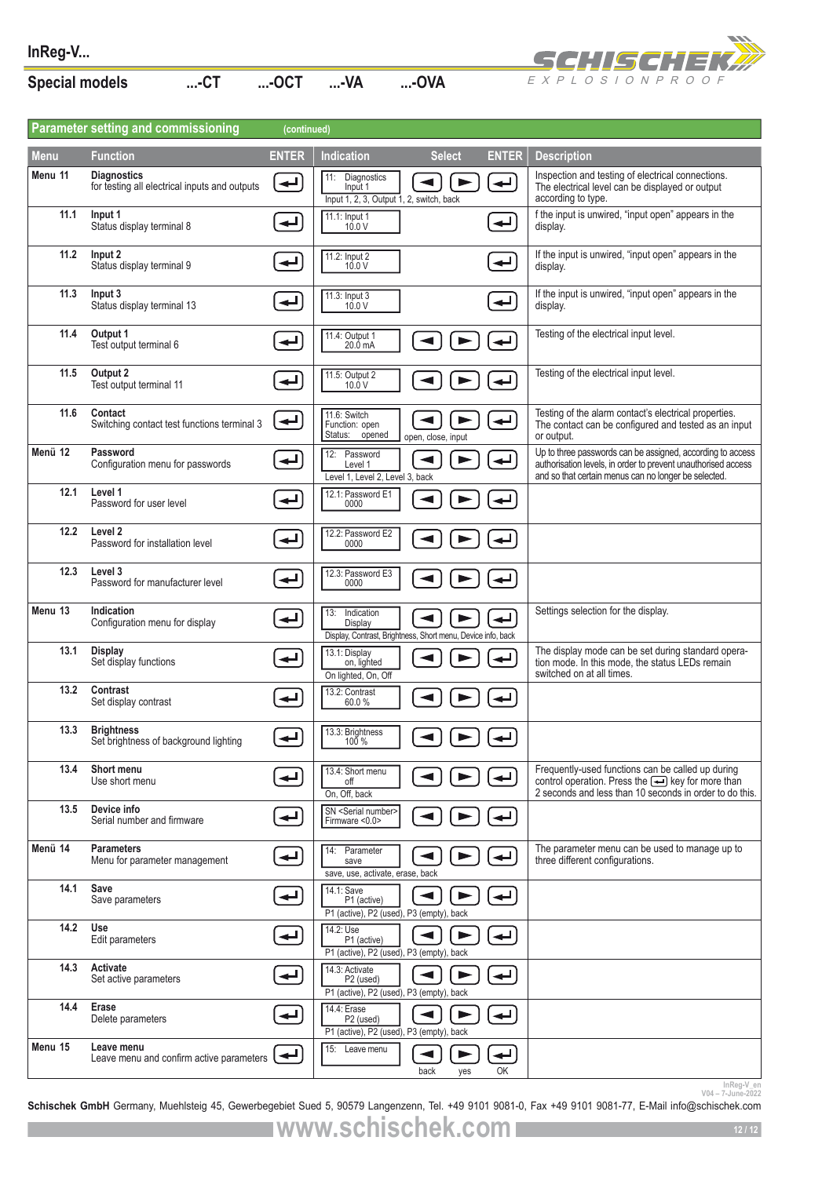# InReg-V...

## Special models ...-CT ...-OCT ...-VA ...-OVA

### Parameter setting and commissioning (continued)

| Menu | Function | ENTER | Indication | Select | ENTER | Description |
|---|---|---|---|---|---|---|
| Menu 11 | **Diagnostics** for testing all electrical inputs and outputs | ↵ | 11: Diagnostics Input 1 — Input 1, 2, 3, Output 1, 2, switch, back | ◄ ► | ↵ | Inspection and testing of electrical connections. The electrical level can be displayed or output according to type. |
| 11.1 | **Input 1** Status display terminal 8 | ↵ | 11.1: Input 1 10.0 V | | ↵ | f the input is unwired, "input open" appears in the display. |
| 11.2 | **Input 2** Status display terminal 9 | ↵ | 11.2: Input 2 10.0 V | | ↵ | If the input is unwired, "input open" appears in the display. |
| 11.3 | **Input 3** Status display terminal 13 | ↵ | 11.3: Input 3 10.0 V | | ↵ | If the input is unwired, "input open" appears in the display. |
| 11.4 | **Output 1** Test output terminal 6 | ↵ | 11.4: Output 1 20.0 mA | ◄ ► | ↵ | Testing of the electrical input level. |
| 11.5 | **Output 2** Test output terminal 11 | ↵ | 11.5: Output 2 10.0 V | ◄ ► | ↵ | Testing of the electrical input level. |
| 11.6 | **Contact** Switching contact test functions terminal 3 | ↵ | 11.6: Switch Function: open Status: opened — open, close, input | ◄ ► | ↵ | Testing of the alarm contact's electrical properties. The contact can be configured and tested as an input or output. |
| Menü 12 | **Password** Configuration menu for passwords | ↵ | 12: Password Level 1 — Level 1, Level 2, Level 3, back | ◄ ► | ↵ | Up to three passwords can be assigned, according to access authorisation levels, in order to prevent unauthorised access and so that certain menus can no longer be selected. |
| 12.1 | **Level 1** Password for user level | ↵ | 12.1: Password E1 0000 | ◄ ► | ↵ | |
| 12.2 | **Level 2** Password for installation level | ↵ | 12.2: Password E2 0000 | ◄ ► | ↵ | |
| 12.3 | **Level 3** Password for manufacturer level | ↵ | 12.3: Password E3 0000 | ◄ ► | ↵ | |
| Menu 13 | **Indication** Configuration menu for display | ↵ | 13: Indication Display — Display, Contrast, Brightness, Short menu, Device info, back | ◄ ► | ↵ | Settings selection for the display. |
| 13.1 | **Display** Set display functions | ↵ | 13.1: Display on, lighted — On lighted, On, Off | ◄ ► | ↵ | The display mode can be set during standard operation mode. In this mode, the status LEDs remain switched on at all times. |
| 13.2 | **Contrast** Set display contrast | ↵ | 13.2: Contrast 60.0 % | ◄ ► | ↵ | |
| 13.3 | **Brightness** Set brightness of background lighting | ↵ | 13.3: Brightness 100 % | ◄ ► | ↵ | |
| 13.4 | **Short menu** Use short menu | ↵ | 13.4: Short menu off — On, Off, back | ◄ ► | ↵ | Frequently-used functions can be called up during control operation. Press the ↵ key for more than 2 seconds and less than 10 seconds in order to do this. |
| 13.5 | **Device info** Serial number and firmware | ↵ | SN <Serial number> Firmware <0.0> | ◄ ► | ↵ | |
| Menü 14 | **Parameters** Menu for parameter management | ↵ | 14: Parameter save — save, use, activate, erase, back | ◄ ► | ↵ | The parameter menu can be used to manage up to three different configurations. |
| 14.1 | **Save** Save parameters | ↵ | 14.1: Save P1 (active) — P1 (active), P2 (used), P3 (empty), back | ◄ ► | ↵ | |
| 14.2 | **Use** Edit parameters | ↵ | 14.2: Use P1 (active) — P1 (active), P2 (used), P3 (empty), back | ◄ ► | ↵ | |
| 14.3 | **Activate** Set active parameters | ↵ | 14.3: Activate P2 (used) — P1 (active), P2 (used), P3 (empty), back | ◄ ► | ↵ | |
| 14.4 | **Erase** Delete parameters | ↵ | 14.4: Erase P2 (used) — P1 (active), P2 (used), P3 (empty), back | ◄ ► | ↵ | |
| Menu 15 | **Leave menu** Leave menu and confirm active parameters | ↵ | 15: Leave menu | ◄ back ► yes | ↵ OK | |

InReg-V_en V04 – 7-June-2022

**Schischek GmbH** Germany, Muehlsteig 45, Gewerbegebiet Sued 5, 90579 Langenzenn, Tel. +49 9101 9081-0, Fax +49 9101 9081-77, E-Mail info@schischek.com

www.schischek.com